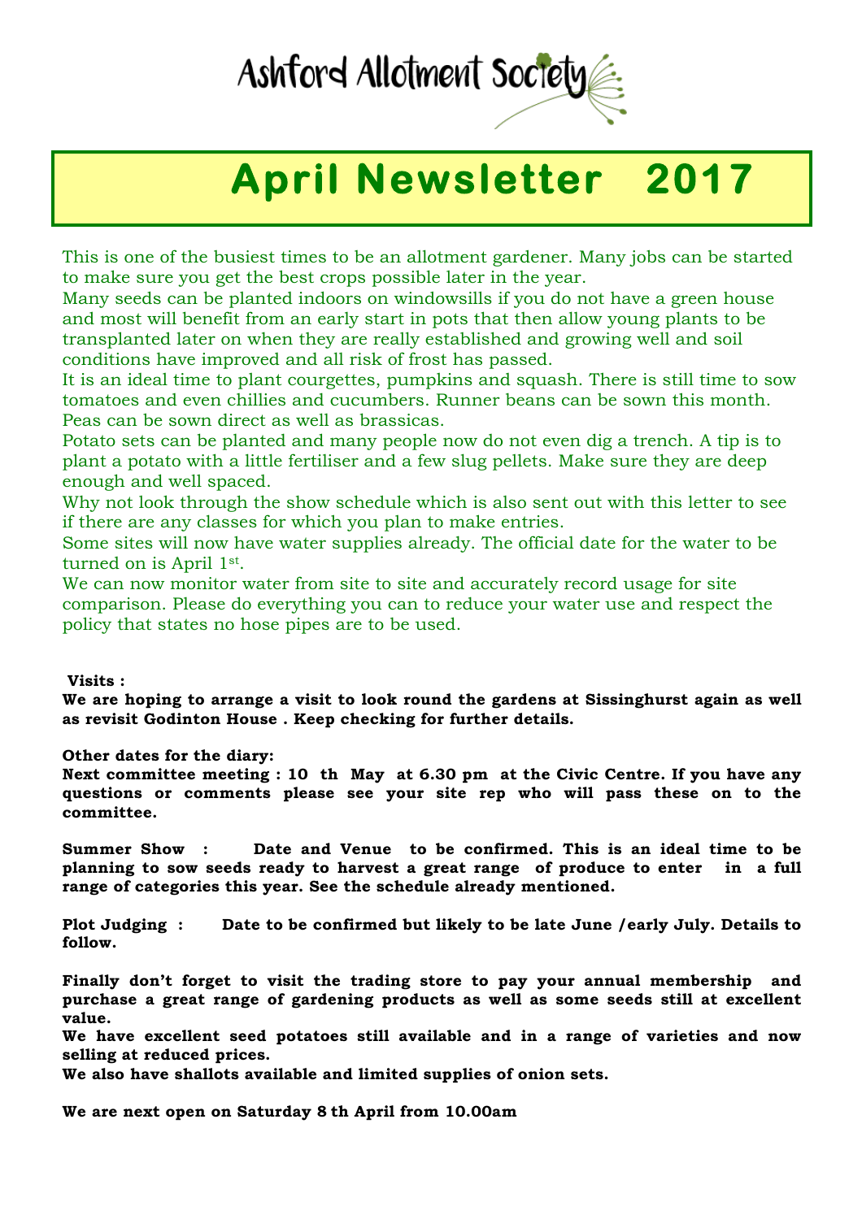# Ashford Allotment Society

## April Newsletter 2017

This is one of the busiest times to be an allotment gardener. Many jobs can be started to make sure you get the best crops possible later in the year.

Many seeds can be planted indoors on windowsills if you do not have a green house and most will benefit from an early start in pots that then allow young plants to be transplanted later on when they are really established and growing well and soil conditions have improved and all risk of frost has passed.

It is an ideal time to plant courgettes, pumpkins and squash. There is still time to sow tomatoes and even chillies and cucumbers. Runner beans can be sown this month. Peas can be sown direct as well as brassicas.

Potato sets can be planted and many people now do not even dig a trench. A tip is to plant a potato with a little fertiliser and a few slug pellets. Make sure they are deep enough and well spaced.

Why not look through the show schedule which is also sent out with this letter to see if there are any classes for which you plan to make entries.

Some sites will now have water supplies already. The official date for the water to be turned on is April 1st.

We can now monitor water from site to site and accurately record usage for site comparison. Please do everything you can to reduce your water use and respect the policy that states no hose pipes are to be used.

**Visits :**

**We are hoping to arrange a visit to look round the gardens at Sissinghurst again as well as revisit Godinton House . Keep checking for further details.**

**Other dates for the diary:**

**Next committee meeting : 10 th May at 6.30 pm at the Civic Centre. If you have any questions or comments please see your site rep who will pass these on to the committee.**

**Summer Show : Date and Venue to be confirmed. This is an ideal time to be planning to sow seeds ready to harvest a great range of produce to enter in a full range of categories this year. See the schedule already mentioned.**

**Plot Judging : Date to be confirmed but likely to be late June /early July. Details to follow.**

**Finally don't forget to visit the trading store to pay your annual membership and purchase a great range of gardening products as well as some seeds still at excellent value.**

**We have excellent seed potatoes still available and in a range of varieties and now selling at reduced prices.**

**We also have shallots available and limited supplies of onion sets.**

**We are next open on Saturday 8 th April from 10.00am**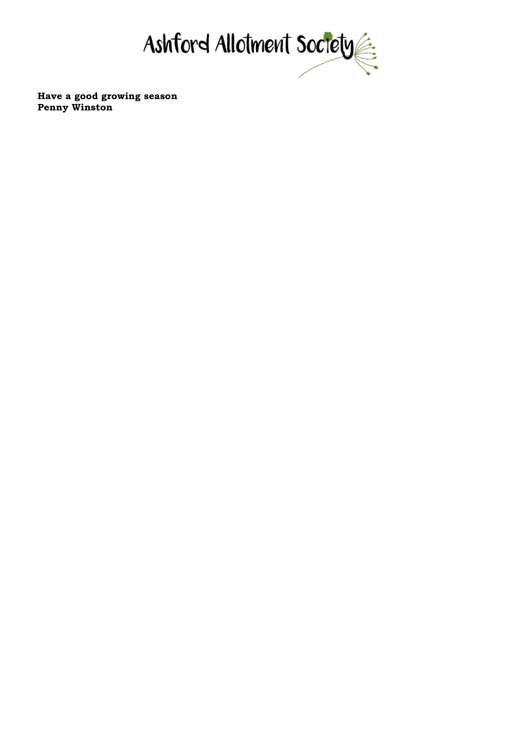**Have a good growing season**
**Penny Winston**